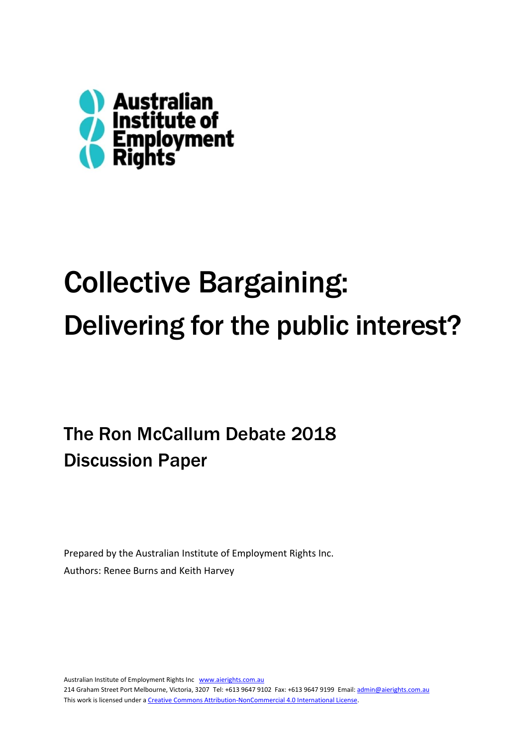Australian Institute of Employment Rights

# Collective Bargaining: Delivering for the public interest?

## The Ron McCallum Debate 2018 Discussion Paper

Prepared by the Australian Institute of Employment Rights Inc.

Authors: Renee Burns and Keith Harvey

Australian Institute of Employment Rights Inc www.aierights.com.au
214 Graham Street Port Melbourne, Victoria, 3207 Tel: +613 9647 9102 Fax: +613 9647 9199 Email: admin@aierights.com.au
This work is licensed under a Creative Commons Attribution-NonCommercial 4.0 International License.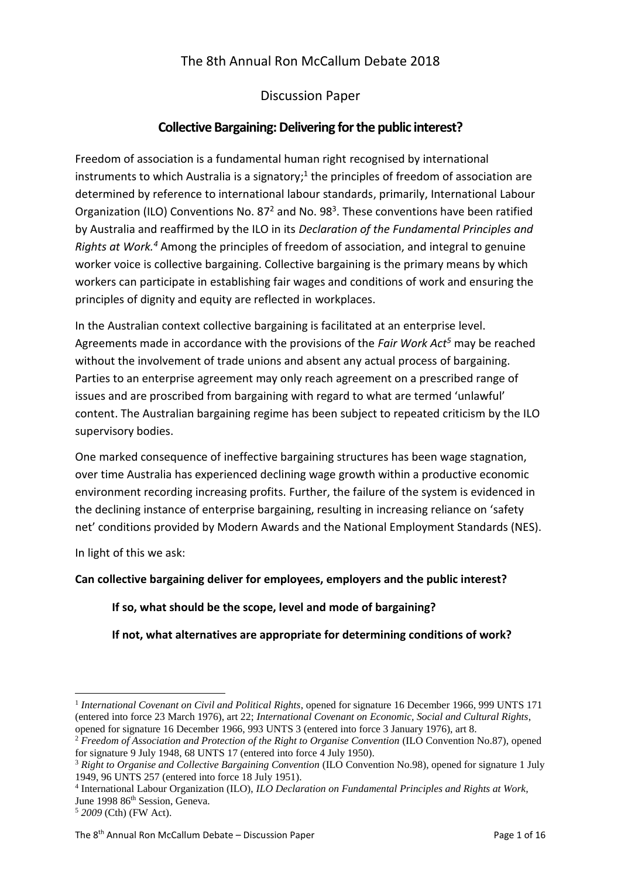# The 8th Annual Ron McCallum Debate 2018

## Discussion Paper

## Collective Bargaining: Delivering for the public interest?

Freedom of association is a fundamental human right recognised by international instruments to which Australia is a signatory;[1] the principles of freedom of association are determined by reference to international labour standards, primarily, International Labour Organization (ILO) Conventions No. 87[2] and No. 98[3]. These conventions have been ratified by Australia and reaffirmed by the ILO in its *Declaration of the Fundamental Principles and Rights at Work.[4]* Among the principles of freedom of association, and integral to genuine worker voice is collective bargaining. Collective bargaining is the primary means by which workers can participate in establishing fair wages and conditions of work and ensuring the principles of dignity and equity are reflected in workplaces.

In the Australian context collective bargaining is facilitated at an enterprise level. Agreements made in accordance with the provisions of the *Fair Work Act[5]* may be reached without the involvement of trade unions and absent any actual process of bargaining. Parties to an enterprise agreement may only reach agreement on a prescribed range of issues and are proscribed from bargaining with regard to what are termed 'unlawful' content. The Australian bargaining regime has been subject to repeated criticism by the ILO supervisory bodies.

One marked consequence of ineffective bargaining structures has been wage stagnation, over time Australia has experienced declining wage growth within a productive economic environment recording increasing profits. Further, the failure of the system is evidenced in the declining instance of enterprise bargaining, resulting in increasing reliance on 'safety net' conditions provided by Modern Awards and the National Employment Standards (NES).

In light of this we ask:

**Can collective bargaining deliver for employees, employers and the public interest?**

**If so, what should be the scope, level and mode of bargaining?**

**If not, what alternatives are appropriate for determining conditions of work?**

---

[1] *International Covenant on Civil and Political Rights*, opened for signature 16 December 1966, 999 UNTS 171 (entered into force 23 March 1976), art 22; *International Covenant on Economic, Social and Cultural Rights*, opened for signature 16 December 1966, 993 UNTS 3 (entered into force 3 January 1976), art 8.

[2] *Freedom of Association and Protection of the Right to Organise Convention* (ILO Convention No.87), opened for signature 9 July 1948, 68 UNTS 17 (entered into force 4 July 1950).

[3] *Right to Organise and Collective Bargaining Convention* (ILO Convention No.98), opened for signature 1 July 1949, 96 UNTS 257 (entered into force 18 July 1951).

[4] International Labour Organization (ILO), *ILO Declaration on Fundamental Principles and Rights at Work*, June 1998 86th Session, Geneva.

[5] *2009* (Cth) (FW Act).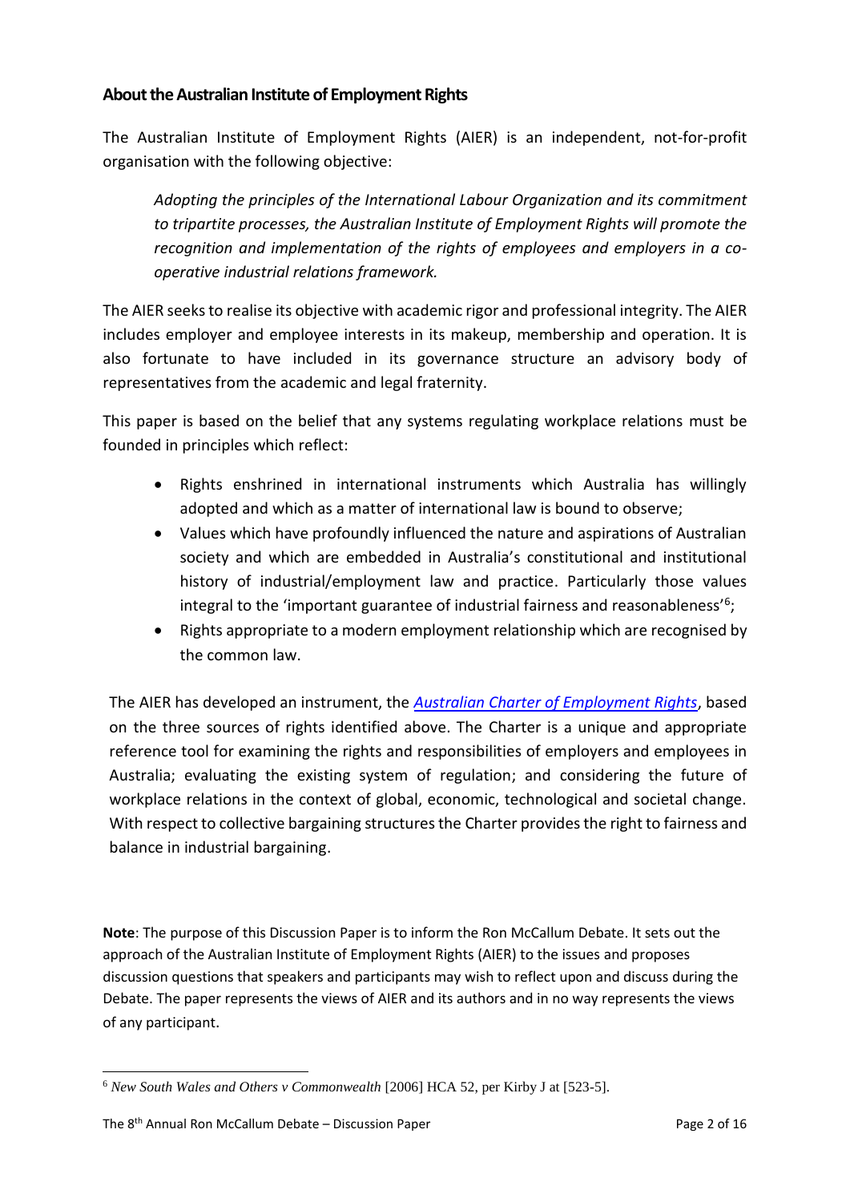## About the Australian Institute of Employment Rights

The Australian Institute of Employment Rights (AIER) is an independent, not-for-profit organisation with the following objective:

> *Adopting the principles of the International Labour Organization and its commitment to tripartite processes, the Australian Institute of Employment Rights will promote the recognition and implementation of the rights of employees and employers in a co-operative industrial relations framework.*

The AIER seeks to realise its objective with academic rigor and professional integrity. The AIER includes employer and employee interests in its makeup, membership and operation. It is also fortunate to have included in its governance structure an advisory body of representatives from the academic and legal fraternity.

This paper is based on the belief that any systems regulating workplace relations must be founded in principles which reflect:

- Rights enshrined in international instruments which Australia has willingly adopted and which as a matter of international law is bound to observe;
- Values which have profoundly influenced the nature and aspirations of Australian society and which are embedded in Australia's constitutional and institutional history of industrial/employment law and practice. Particularly those values integral to the 'important guarantee of industrial fairness and reasonableness'[6];
- Rights appropriate to a modern employment relationship which are recognised by the common law.

The AIER has developed an instrument, the *Australian Charter of Employment Rights*, based on the three sources of rights identified above. The Charter is a unique and appropriate reference tool for examining the rights and responsibilities of employers and employees in Australia; evaluating the existing system of regulation; and considering the future of workplace relations in the context of global, economic, technological and societal change. With respect to collective bargaining structures the Charter provides the right to fairness and balance in industrial bargaining.

**Note**: The purpose of this Discussion Paper is to inform the Ron McCallum Debate. It sets out the approach of the Australian Institute of Employment Rights (AIER) to the issues and proposes discussion questions that speakers and participants may wish to reflect upon and discuss during the Debate. The paper represents the views of AIER and its authors and in no way represents the views of any participant.

---

[6] *New South Wales and Others v Commonwealth* [2006] HCA 52, per Kirby J at [523-5].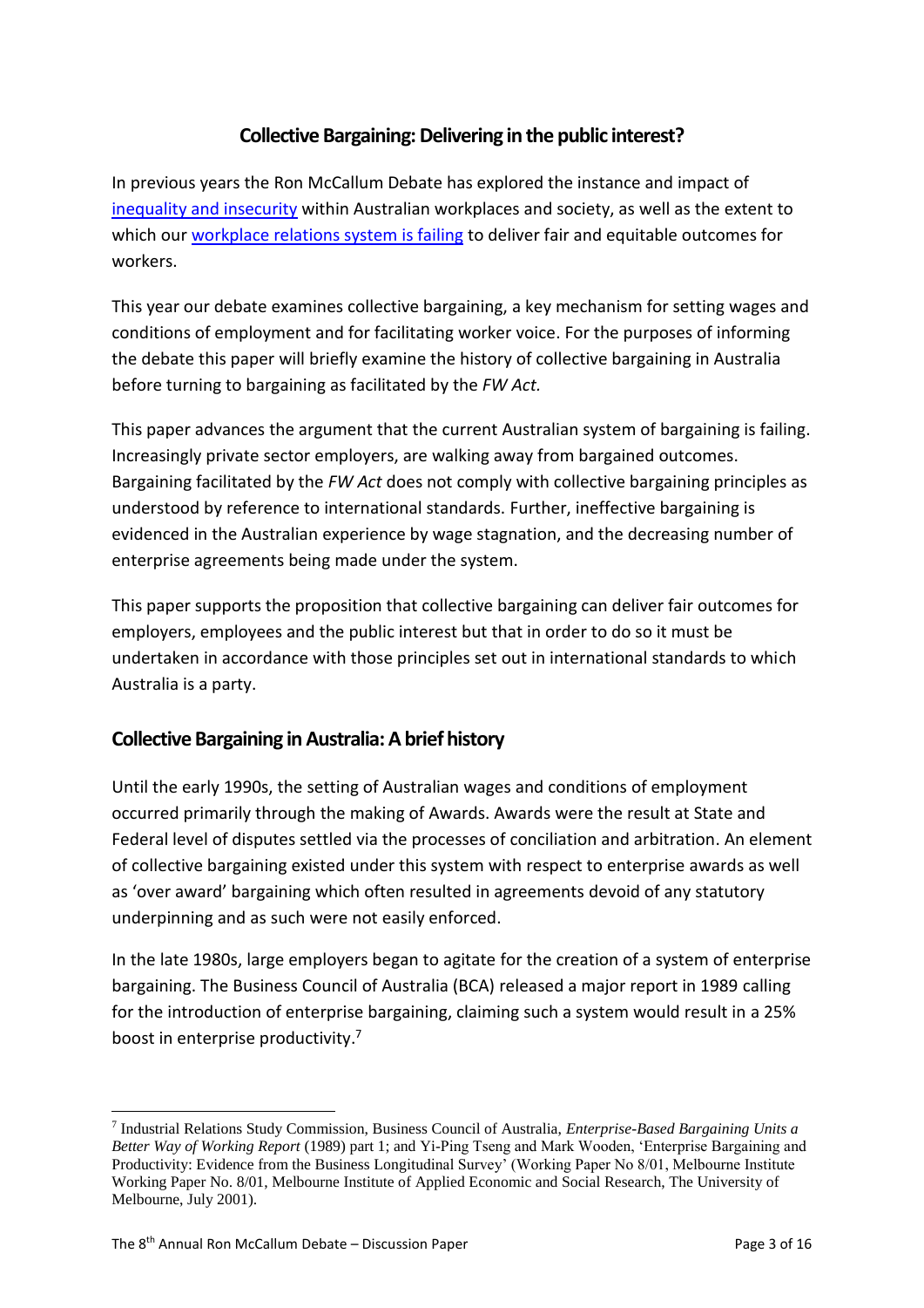## Collective Bargaining: Delivering in the public interest?

In previous years the Ron McCallum Debate has explored the instance and impact of [inequality and insecurity] within Australian workplaces and society, as well as the extent to which our [workplace relations system is failing] to deliver fair and equitable outcomes for workers.

This year our debate examines collective bargaining, a key mechanism for setting wages and conditions of employment and for facilitating worker voice. For the purposes of informing the debate this paper will briefly examine the history of collective bargaining in Australia before turning to bargaining as facilitated by the *FW Act.*

This paper advances the argument that the current Australian system of bargaining is failing. Increasingly private sector employers, are walking away from bargained outcomes. Bargaining facilitated by the *FW Act* does not comply with collective bargaining principles as understood by reference to international standards. Further, ineffective bargaining is evidenced in the Australian experience by wage stagnation, and the decreasing number of enterprise agreements being made under the system.

This paper supports the proposition that collective bargaining can deliver fair outcomes for employers, employees and the public interest but that in order to do so it must be undertaken in accordance with those principles set out in international standards to which Australia is a party.

## Collective Bargaining in Australia: A brief history

Until the early 1990s, the setting of Australian wages and conditions of employment occurred primarily through the making of Awards. Awards were the result at State and Federal level of disputes settled via the processes of conciliation and arbitration. An element of collective bargaining existed under this system with respect to enterprise awards as well as 'over award' bargaining which often resulted in agreements devoid of any statutory underpinning and as such were not easily enforced.

In the late 1980s, large employers began to agitate for the creation of a system of enterprise bargaining. The Business Council of Australia (BCA) released a major report in 1989 calling for the introduction of enterprise bargaining, claiming such a system would result in a 25% boost in enterprise productivity.[7]

---

[7] Industrial Relations Study Commission, Business Council of Australia, *Enterprise-Based Bargaining Units a Better Way of Working Report* (1989) part 1; and Yi-Ping Tseng and Mark Wooden, 'Enterprise Bargaining and Productivity: Evidence from the Business Longitudinal Survey' (Working Paper No 8/01, Melbourne Institute Working Paper No. 8/01, Melbourne Institute of Applied Economic and Social Research, The University of Melbourne, July 2001).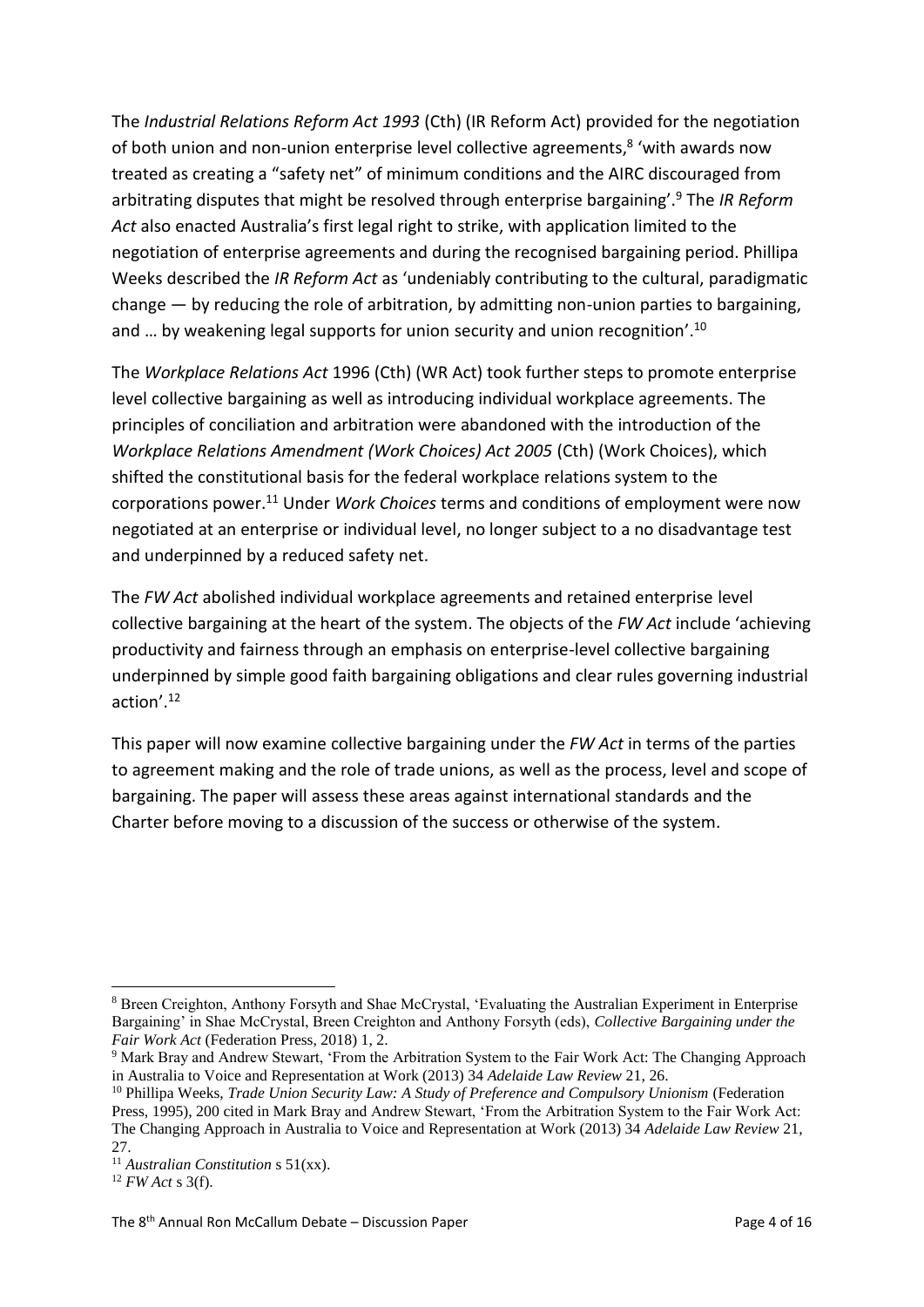The *Industrial Relations Reform Act 1993* (Cth) (IR Reform Act) provided for the negotiation of both union and non-union enterprise level collective agreements,[8] 'with awards now treated as creating a "safety net" of minimum conditions and the AIRC discouraged from arbitrating disputes that might be resolved through enterprise bargaining'.[9] The *IR Reform Act* also enacted Australia's first legal right to strike, with application limited to the negotiation of enterprise agreements and during the recognised bargaining period. Phillipa Weeks described the *IR Reform Act* as 'undeniably contributing to the cultural, paradigmatic change — by reducing the role of arbitration, by admitting non-union parties to bargaining, and … by weakening legal supports for union security and union recognition'.[10]

The *Workplace Relations Act* 1996 (Cth) (WR Act) took further steps to promote enterprise level collective bargaining as well as introducing individual workplace agreements. The principles of conciliation and arbitration were abandoned with the introduction of the *Workplace Relations Amendment (Work Choices) Act 2005* (Cth) (Work Choices), which shifted the constitutional basis for the federal workplace relations system to the corporations power.[11] Under *Work Choices* terms and conditions of employment were now negotiated at an enterprise or individual level, no longer subject to a no disadvantage test and underpinned by a reduced safety net.

The *FW Act* abolished individual workplace agreements and retained enterprise level collective bargaining at the heart of the system. The objects of the *FW Act* include 'achieving productivity and fairness through an emphasis on enterprise-level collective bargaining underpinned by simple good faith bargaining obligations and clear rules governing industrial action'.[12]

This paper will now examine collective bargaining under the *FW Act* in terms of the parties to agreement making and the role of trade unions, as well as the process, level and scope of bargaining. The paper will assess these areas against international standards and the Charter before moving to a discussion of the success or otherwise of the system.

---

[8] Breen Creighton, Anthony Forsyth and Shae McCrystal, 'Evaluating the Australian Experiment in Enterprise Bargaining' in Shae McCrystal, Breen Creighton and Anthony Forsyth (eds), *Collective Bargaining under the Fair Work Act* (Federation Press, 2018) 1, 2.

[9] Mark Bray and Andrew Stewart, 'From the Arbitration System to the Fair Work Act: The Changing Approach in Australia to Voice and Representation at Work (2013) 34 *Adelaide Law Review* 21, 26.

[10] Phillipa Weeks, *Trade Union Security Law: A Study of Preference and Compulsory Unionism* (Federation Press, 1995), 200 cited in Mark Bray and Andrew Stewart, 'From the Arbitration System to the Fair Work Act: The Changing Approach in Australia to Voice and Representation at Work (2013) 34 *Adelaide Law Review* 21, 27.

[11] *Australian Constitution* s 51(xx).

[12] *FW Act* s 3(f).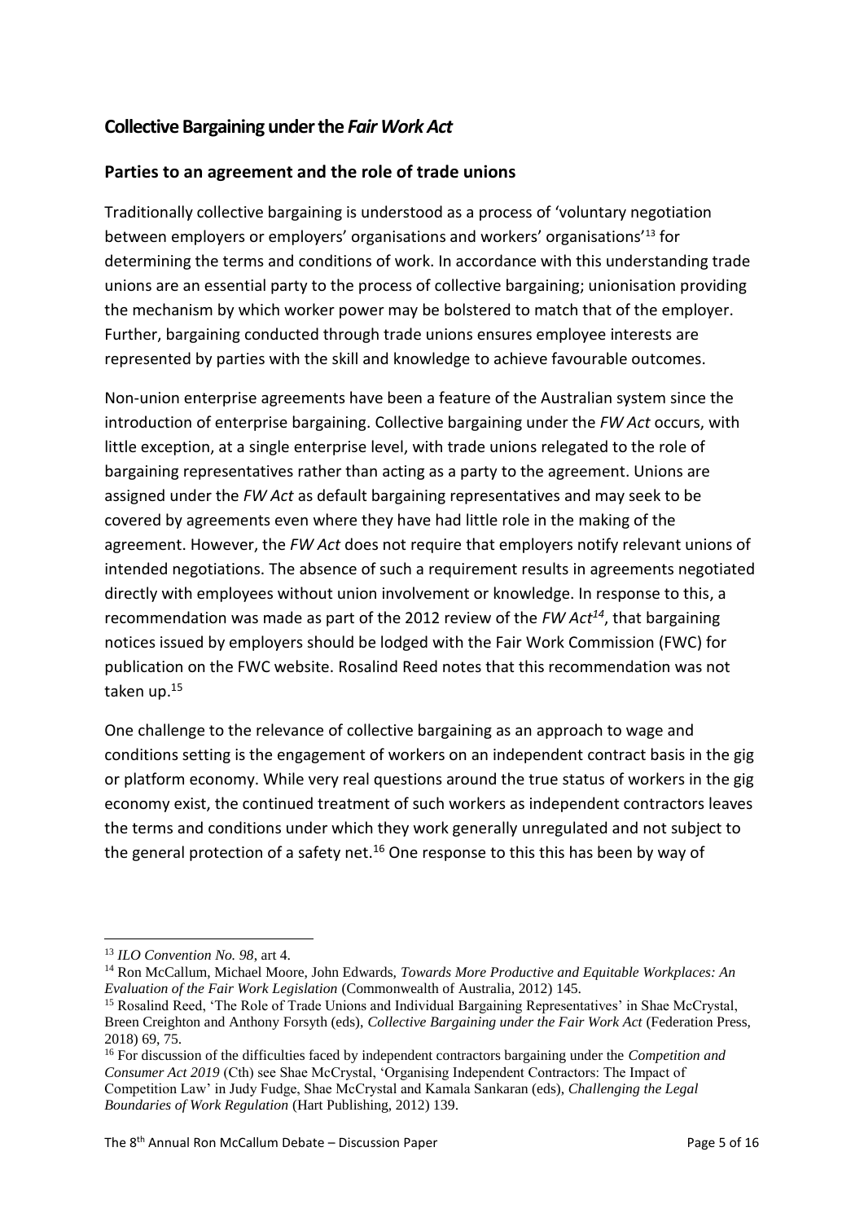## **Collective Bargaining under the *Fair Work Act***

### **Parties to an agreement and the role of trade unions**

Traditionally collective bargaining is understood as a process of 'voluntary negotiation between employers or employers' organisations and workers' organisations'[13] for determining the terms and conditions of work. In accordance with this understanding trade unions are an essential party to the process of collective bargaining; unionisation providing the mechanism by which worker power may be bolstered to match that of the employer. Further, bargaining conducted through trade unions ensures employee interests are represented by parties with the skill and knowledge to achieve favourable outcomes.

Non-union enterprise agreements have been a feature of the Australian system since the introduction of enterprise bargaining. Collective bargaining under the *FW Act* occurs, with little exception, at a single enterprise level, with trade unions relegated to the role of bargaining representatives rather than acting as a party to the agreement. Unions are assigned under the *FW Act* as default bargaining representatives and may seek to be covered by agreements even where they have had little role in the making of the agreement. However, the *FW Act* does not require that employers notify relevant unions of intended negotiations. The absence of such a requirement results in agreements negotiated directly with employees without union involvement or knowledge. In response to this, a recommendation was made as part of the 2012 review of the *FW Act*[14], that bargaining notices issued by employers should be lodged with the Fair Work Commission (FWC) for publication on the FWC website. Rosalind Reed notes that this recommendation was not taken up.[15]

One challenge to the relevance of collective bargaining as an approach to wage and conditions setting is the engagement of workers on an independent contract basis in the gig or platform economy. While very real questions around the true status of workers in the gig economy exist, the continued treatment of such workers as independent contractors leaves the terms and conditions under which they work generally unregulated and not subject to the general protection of a safety net.[16] One response to this this has been by way of

---

[13] *ILO Convention No. 98*, art 4.

[14] Ron McCallum, Michael Moore, John Edwards, *Towards More Productive and Equitable Workplaces: An Evaluation of the Fair Work Legislation* (Commonwealth of Australia, 2012) 145.

[15] Rosalind Reed, 'The Role of Trade Unions and Individual Bargaining Representatives' in Shae McCrystal, Breen Creighton and Anthony Forsyth (eds), *Collective Bargaining under the Fair Work Act* (Federation Press, 2018) 69, 75.

[16] For discussion of the difficulties faced by independent contractors bargaining under the *Competition and Consumer Act 2019* (Cth) see Shae McCrystal, 'Organising Independent Contractors: The Impact of Competition Law' in Judy Fudge, Shae McCrystal and Kamala Sankaran (eds), *Challenging the Legal Boundaries of Work Regulation* (Hart Publishing, 2012) 139.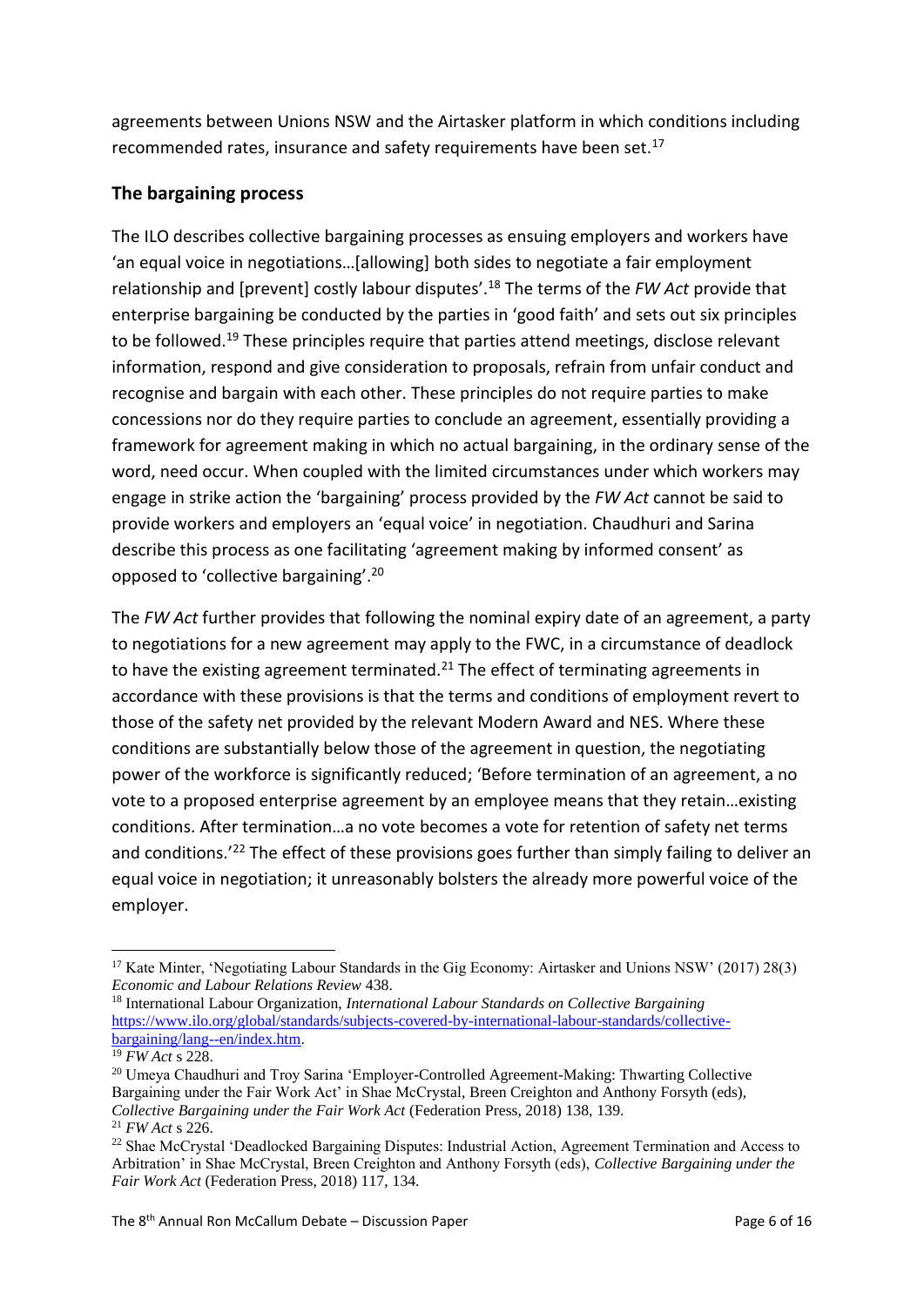agreements between Unions NSW and the Airtasker platform in which conditions including recommended rates, insurance and safety requirements have been set.[17]

## The bargaining process

The ILO describes collective bargaining processes as ensuing employers and workers have 'an equal voice in negotiations…[allowing] both sides to negotiate a fair employment relationship and [prevent] costly labour disputes'.[18] The terms of the *FW Act* provide that enterprise bargaining be conducted by the parties in 'good faith' and sets out six principles to be followed.[19] These principles require that parties attend meetings, disclose relevant information, respond and give consideration to proposals, refrain from unfair conduct and recognise and bargain with each other. These principles do not require parties to make concessions nor do they require parties to conclude an agreement, essentially providing a framework for agreement making in which no actual bargaining, in the ordinary sense of the word, need occur. When coupled with the limited circumstances under which workers may engage in strike action the 'bargaining' process provided by the *FW Act* cannot be said to provide workers and employers an 'equal voice' in negotiation. Chaudhuri and Sarina describe this process as one facilitating 'agreement making by informed consent' as opposed to 'collective bargaining'.[20]

The *FW Act* further provides that following the nominal expiry date of an agreement, a party to negotiations for a new agreement may apply to the FWC, in a circumstance of deadlock to have the existing agreement terminated.[21] The effect of terminating agreements in accordance with these provisions is that the terms and conditions of employment revert to those of the safety net provided by the relevant Modern Award and NES. Where these conditions are substantially below those of the agreement in question, the negotiating power of the workforce is significantly reduced; 'Before termination of an agreement, a no vote to a proposed enterprise agreement by an employee means that they retain…existing conditions. After termination…a no vote becomes a vote for retention of safety net terms and conditions.'[22] The effect of these provisions goes further than simply failing to deliver an equal voice in negotiation; it unreasonably bolsters the already more powerful voice of the employer.

---

[17] Kate Minter, 'Negotiating Labour Standards in the Gig Economy: Airtasker and Unions NSW' (2017) 28(3) *Economic and Labour Relations Review* 438.

[18] International Labour Organization, *International Labour Standards on Collective Bargaining* https://www.ilo.org/global/standards/subjects-covered-by-international-labour-standards/collective-bargaining/lang--en/index.htm.

[19] *FW Act* s 228.

[20] Umeya Chaudhuri and Troy Sarina 'Employer-Controlled Agreement-Making: Thwarting Collective Bargaining under the Fair Work Act' in Shae McCrystal, Breen Creighton and Anthony Forsyth (eds), *Collective Bargaining under the Fair Work Act* (Federation Press, 2018) 138, 139.

[21] *FW Act* s 226.

[22] Shae McCrystal 'Deadlocked Bargaining Disputes: Industrial Action, Agreement Termination and Access to Arbitration' in Shae McCrystal, Breen Creighton and Anthony Forsyth (eds), *Collective Bargaining under the Fair Work Act* (Federation Press, 2018) 117, 134.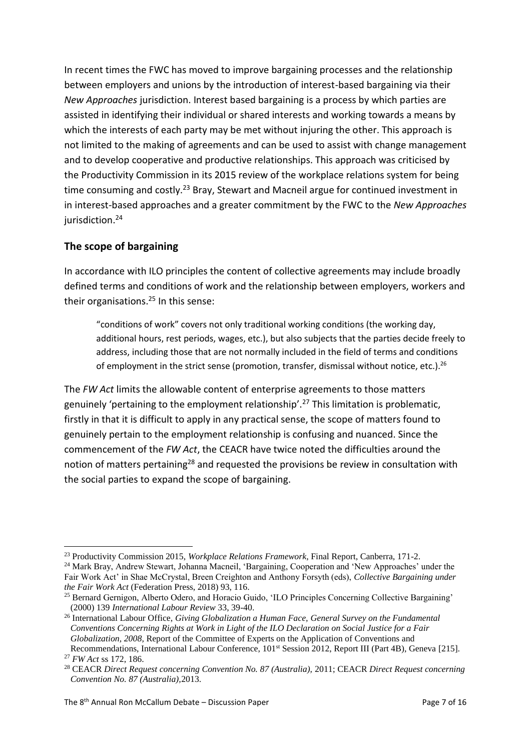In recent times the FWC has moved to improve bargaining processes and the relationship between employers and unions by the introduction of interest-based bargaining via their *New Approaches* jurisdiction. Interest based bargaining is a process by which parties are assisted in identifying their individual or shared interests and working towards a means by which the interests of each party may be met without injuring the other. This approach is not limited to the making of agreements and can be used to assist with change management and to develop cooperative and productive relationships. This approach was criticised by the Productivity Commission in its 2015 review of the workplace relations system for being time consuming and costly.[23] Bray, Stewart and Macneil argue for continued investment in in interest-based approaches and a greater commitment by the FWC to the *New Approaches* jurisdiction.[24]

## The scope of bargaining

In accordance with ILO principles the content of collective agreements may include broadly defined terms and conditions of work and the relationship between employers, workers and their organisations.[25] In this sense:

> "conditions of work" covers not only traditional working conditions (the working day, additional hours, rest periods, wages, etc.), but also subjects that the parties decide freely to address, including those that are not normally included in the field of terms and conditions of employment in the strict sense (promotion, transfer, dismissal without notice, etc.).[26]

The *FW Act* limits the allowable content of enterprise agreements to those matters genuinely 'pertaining to the employment relationship'.[27] This limitation is problematic, firstly in that it is difficult to apply in any practical sense, the scope of matters found to genuinely pertain to the employment relationship is confusing and nuanced. Since the commencement of the *FW Act*, the CEACR have twice noted the difficulties around the notion of matters pertaining[28] and requested the provisions be review in consultation with the social parties to expand the scope of bargaining.

---

[23] Productivity Commission 2015, *Workplace Relations Framework*, Final Report, Canberra, 171-2.

[24] Mark Bray, Andrew Stewart, Johanna Macneil, 'Bargaining, Cooperation and 'New Approaches' under the Fair Work Act' in Shae McCrystal, Breen Creighton and Anthony Forsyth (eds), *Collective Bargaining under the Fair Work Act* (Federation Press, 2018) 93, 116.

[25] Bernard Gernigon, Alberto Odero, and Horacio Guido, 'ILO Principles Concerning Collective Bargaining' (2000) 139 *International Labour Review* 33, 39-40.

[26] International Labour Office, *Giving Globalization a Human Face, General Survey on the Fundamental Conventions Concerning Rights at Work in Light of the ILO Declaration on Social Justice for a Fair Globalization, 2008*, Report of the Committee of Experts on the Application of Conventions and Recommendations, International Labour Conference, 101st Session 2012, Report III (Part 4B), Geneva [215].

[27] *FW Act* ss 172, 186.

[28] CEACR *Direct Request concerning Convention No. 87 (Australia)*, 2011; CEACR *Direct Request concerning Convention No. 87 (Australia)*,2013.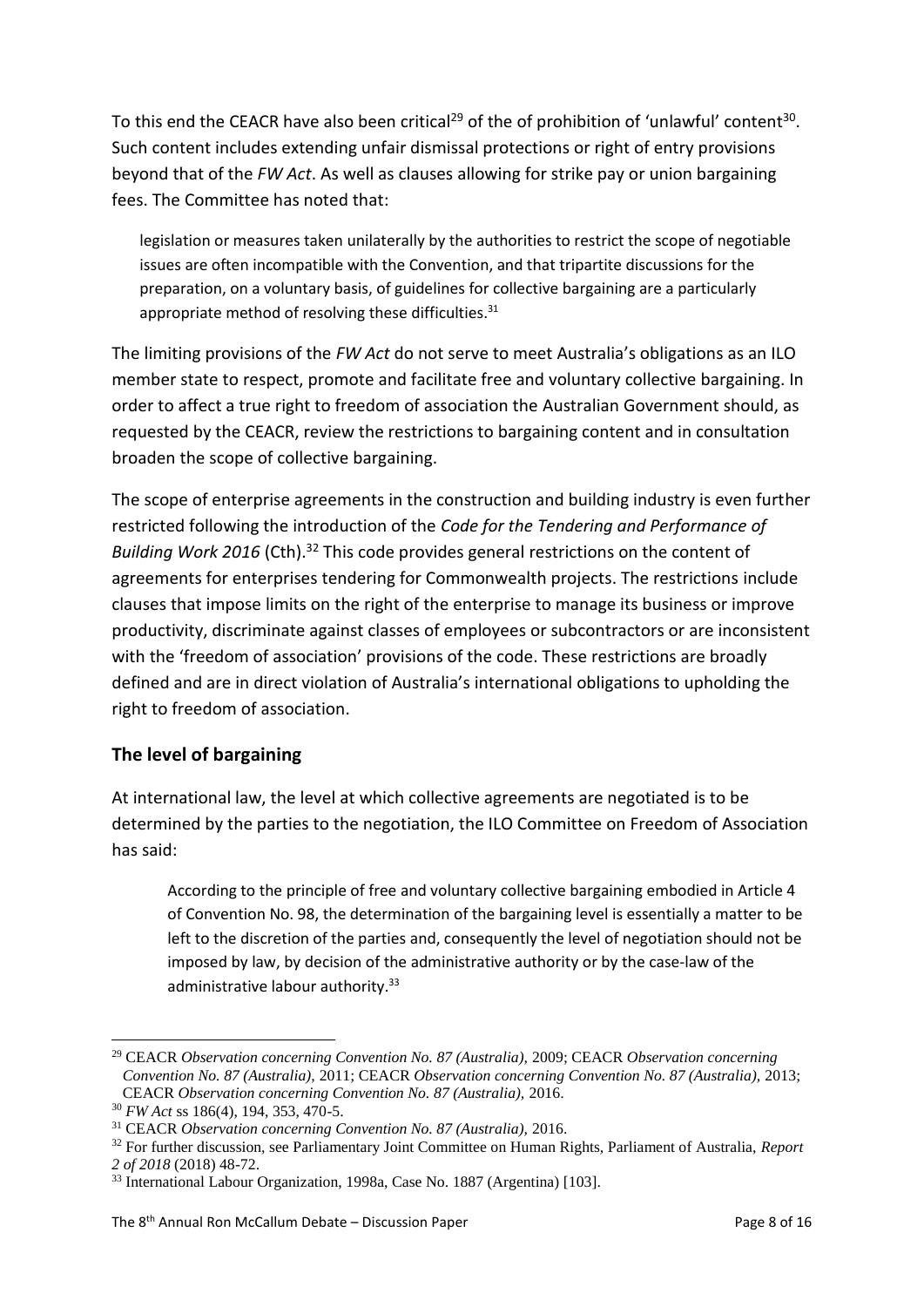To this end the CEACR have also been critical[29] of the of prohibition of 'unlawful' content[30]. Such content includes extending unfair dismissal protections or right of entry provisions beyond that of the *FW Act*. As well as clauses allowing for strike pay or union bargaining fees. The Committee has noted that:

> legislation or measures taken unilaterally by the authorities to restrict the scope of negotiable issues are often incompatible with the Convention, and that tripartite discussions for the preparation, on a voluntary basis, of guidelines for collective bargaining are a particularly appropriate method of resolving these difficulties.[31]

The limiting provisions of the *FW Act* do not serve to meet Australia's obligations as an ILO member state to respect, promote and facilitate free and voluntary collective bargaining. In order to affect a true right to freedom of association the Australian Government should, as requested by the CEACR, review the restrictions to bargaining content and in consultation broaden the scope of collective bargaining.

The scope of enterprise agreements in the construction and building industry is even further restricted following the introduction of the *Code for the Tendering and Performance of Building Work 2016* (Cth).[32] This code provides general restrictions on the content of agreements for enterprises tendering for Commonwealth projects. The restrictions include clauses that impose limits on the right of the enterprise to manage its business or improve productivity, discriminate against classes of employees or subcontractors or are inconsistent with the 'freedom of association' provisions of the code. These restrictions are broadly defined and are in direct violation of Australia's international obligations to upholding the right to freedom of association.

## The level of bargaining

At international law, the level at which collective agreements are negotiated is to be determined by the parties to the negotiation, the ILO Committee on Freedom of Association has said:

> According to the principle of free and voluntary collective bargaining embodied in Article 4 of Convention No. 98, the determination of the bargaining level is essentially a matter to be left to the discretion of the parties and, consequently the level of negotiation should not be imposed by law, by decision of the administrative authority or by the case-law of the administrative labour authority.[33]

---

[29] CEACR *Observation concerning Convention No. 87 (Australia),* 2009; CEACR *Observation concerning Convention No. 87 (Australia),* 2011; CEACR *Observation concerning Convention No. 87 (Australia),* 2013; CEACR *Observation concerning Convention No. 87 (Australia),* 2016.

[30] *FW Act* ss 186(4), 194, 353, 470-5.

[31] CEACR *Observation concerning Convention No. 87 (Australia),* 2016.

[32] For further discussion, see Parliamentary Joint Committee on Human Rights, Parliament of Australia, *Report 2 of 2018* (2018) 48-72.

[33] International Labour Organization, 1998a, Case No. 1887 (Argentina) [103].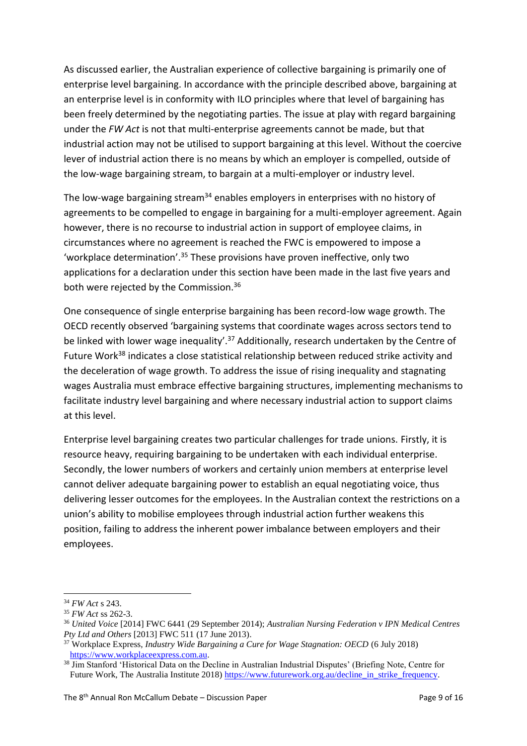As discussed earlier, the Australian experience of collective bargaining is primarily one of enterprise level bargaining. In accordance with the principle described above, bargaining at an enterprise level is in conformity with ILO principles where that level of bargaining has been freely determined by the negotiating parties. The issue at play with regard bargaining under the *FW Act* is not that multi-enterprise agreements cannot be made, but that industrial action may not be utilised to support bargaining at this level. Without the coercive lever of industrial action there is no means by which an employer is compelled, outside of the low-wage bargaining stream, to bargain at a multi-employer or industry level.

The low-wage bargaining stream[34] enables employers in enterprises with no history of agreements to be compelled to engage in bargaining for a multi-employer agreement. Again however, there is no recourse to industrial action in support of employee claims, in circumstances where no agreement is reached the FWC is empowered to impose a 'workplace determination'.[35] These provisions have proven ineffective, only two applications for a declaration under this section have been made in the last five years and both were rejected by the Commission.[36]

One consequence of single enterprise bargaining has been record-low wage growth. The OECD recently observed 'bargaining systems that coordinate wages across sectors tend to be linked with lower wage inequality'.[37] Additionally, research undertaken by the Centre of Future Work[38] indicates a close statistical relationship between reduced strike activity and the deceleration of wage growth. To address the issue of rising inequality and stagnating wages Australia must embrace effective bargaining structures, implementing mechanisms to facilitate industry level bargaining and where necessary industrial action to support claims at this level.

Enterprise level bargaining creates two particular challenges for trade unions. Firstly, it is resource heavy, requiring bargaining to be undertaken with each individual enterprise. Secondly, the lower numbers of workers and certainly union members at enterprise level cannot deliver adequate bargaining power to establish an equal negotiating voice, thus delivering lesser outcomes for the employees. In the Australian context the restrictions on a union's ability to mobilise employees through industrial action further weakens this position, failing to address the inherent power imbalance between employers and their employees.

---

[34] *FW Act* s 243.

[35] *FW Act* ss 262-3.

[36] *United Voice* [2014] FWC 6441 (29 September 2014); *Australian Nursing Federation v IPN Medical Centres Pty Ltd and Others* [2013] FWC 511 (17 June 2013).

[37] Workplace Express, *Industry Wide Bargaining a Cure for Wage Stagnation: OECD* (6 July 2018) https://www.workplaceexpress.com.au.

[38] Jim Stanford 'Historical Data on the Decline in Australian Industrial Disputes' (Briefing Note, Centre for Future Work, The Australia Institute 2018) https://www.futurework.org.au/decline_in_strike_frequency.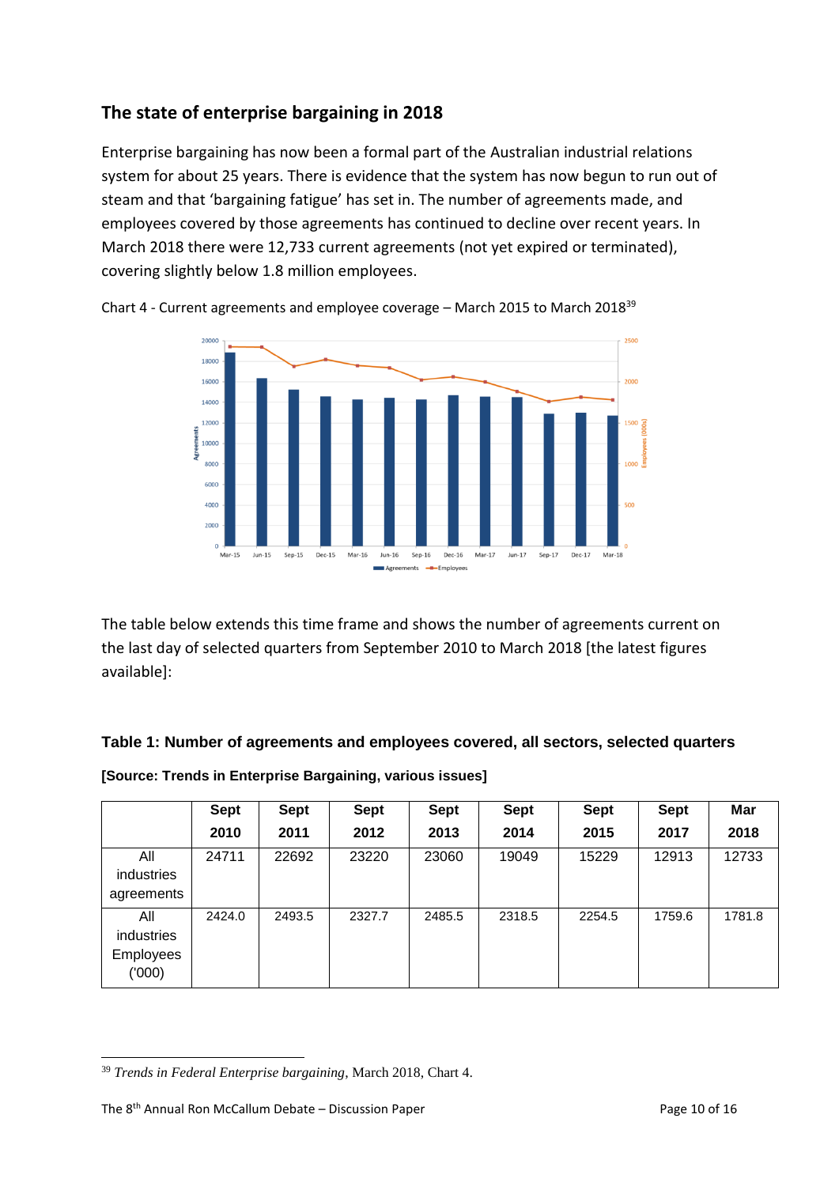## The state of enterprise bargaining in 2018

Enterprise bargaining has now been a formal part of the Australian industrial relations system for about 25 years. There is evidence that the system has now begun to run out of steam and that 'bargaining fatigue' has set in. The number of agreements made, and employees covered by those agreements has continued to decline over recent years. In March 2018 there were 12,733 current agreements (not yet expired or terminated), covering slightly below 1.8 million employees.

Chart 4 - Current agreements and employee coverage – March 2015 to March 2018[39]

The table below extends this time frame and shows the number of agreements current on the last day of selected quarters from September 2010 to March 2018 [the latest figures available]:

**Table 1: Number of agreements and employees covered, all sectors, selected quarters**

**[Source: Trends in Enterprise Bargaining, various issues]**

| | Sept 2010 | Sept 2011 | Sept 2012 | Sept 2013 | Sept 2014 | Sept 2015 | Sept 2017 | Mar 2018 |
|---|---|---|---|---|---|---|---|---|
| All industries agreements | 24711 | 22692 | 23220 | 23060 | 19049 | 15229 | 12913 | 12733 |
| All industries Employees ('000) | 2424.0 | 2493.5 | 2327.7 | 2485.5 | 2318.5 | 2254.5 | 1759.6 | 1781.8 |

---

[39] *Trends in Federal Enterprise bargaining*, March 2018, Chart 4.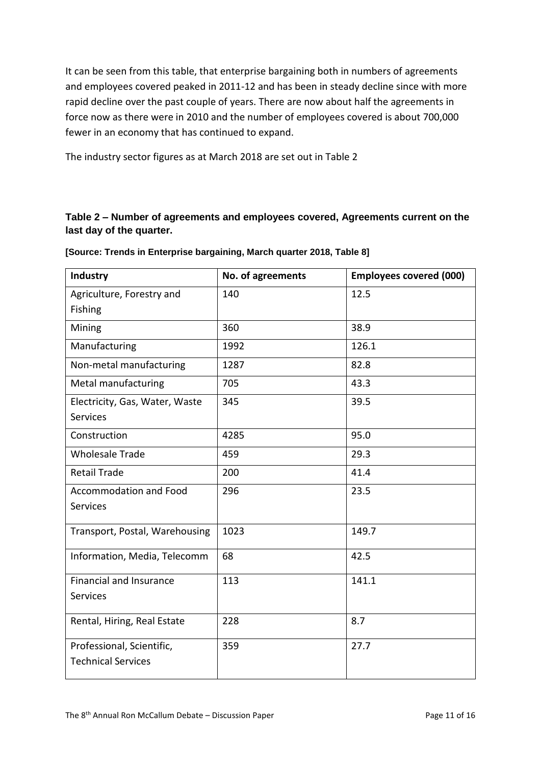It can be seen from this table, that enterprise bargaining both in numbers of agreements and employees covered peaked in 2011-12 and has been in steady decline since with more rapid decline over the past couple of years. There are now about half the agreements in force now as there were in 2010 and the number of employees covered is about 700,000 fewer in an economy that has continued to expand.

The industry sector figures as at March 2018 are set out in Table 2

**Table 2 – Number of agreements and employees covered, Agreements current on the last day of the quarter.**

**[Source: Trends in Enterprise bargaining, March quarter 2018, Table 8]**

| Industry | No. of agreements | Employees covered (000) |
|---|---|---|
| Agriculture, Forestry and Fishing | 140 | 12.5 |
| Mining | 360 | 38.9 |
| Manufacturing | 1992 | 126.1 |
| Non-metal manufacturing | 1287 | 82.8 |
| Metal manufacturing | 705 | 43.3 |
| Electricity, Gas, Water, Waste Services | 345 | 39.5 |
| Construction | 4285 | 95.0 |
| Wholesale Trade | 459 | 29.3 |
| Retail Trade | 200 | 41.4 |
| Accommodation and Food Services | 296 | 23.5 |
| Transport, Postal, Warehousing | 1023 | 149.7 |
| Information, Media, Telecomm | 68 | 42.5 |
| Financial and Insurance Services | 113 | 141.1 |
| Rental, Hiring, Real Estate | 228 | 8.7 |
| Professional, Scientific, Technical Services | 359 | 27.7 |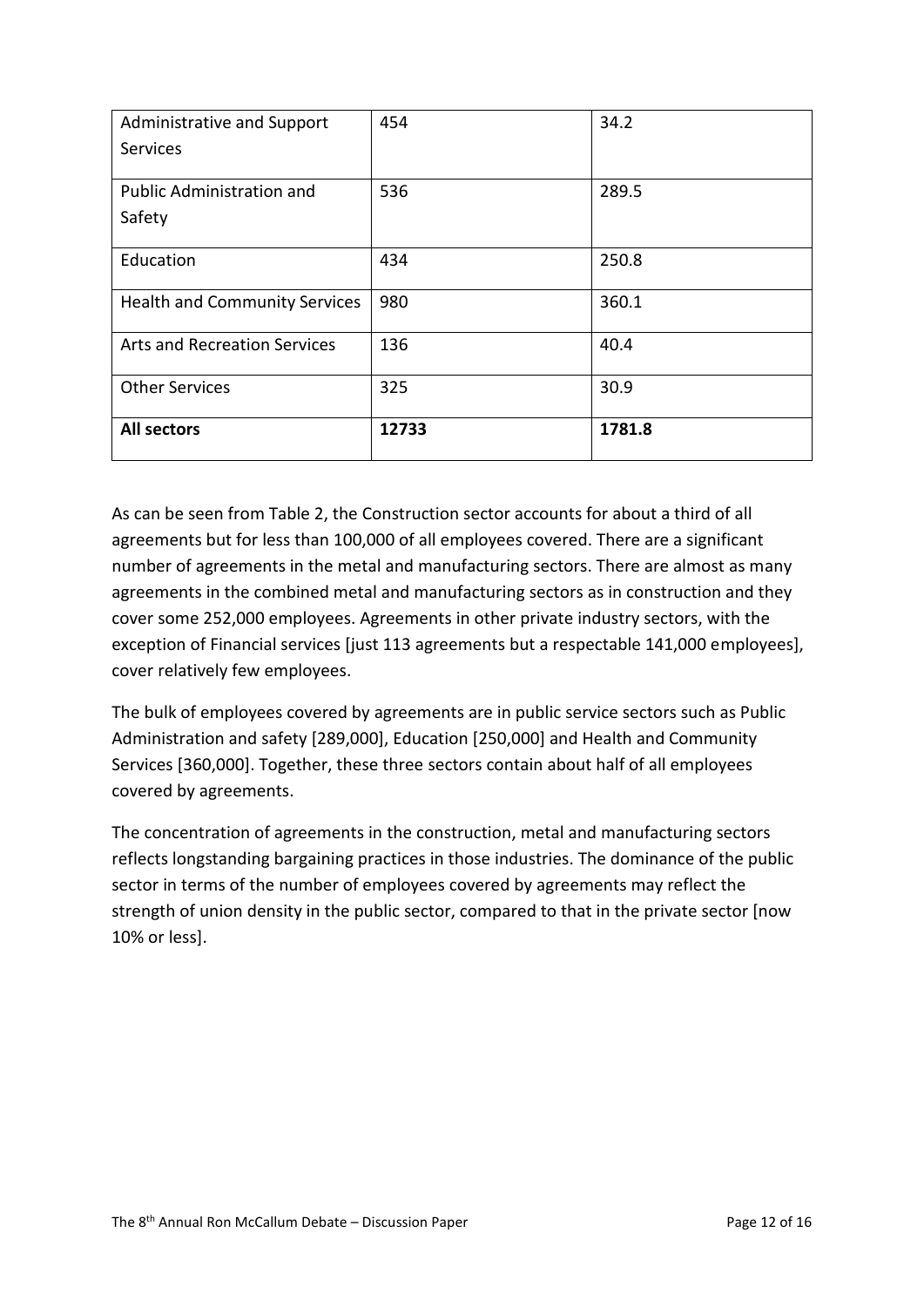| | | |
|---|---|---|
| Administrative and Support Services | 454 | 34.2 |
| Public Administration and Safety | 536 | 289.5 |
| Education | 434 | 250.8 |
| Health and Community Services | 980 | 360.1 |
| Arts and Recreation Services | 136 | 40.4 |
| Other Services | 325 | 30.9 |
| **All sectors** | **12733** | **1781.8** |

As can be seen from Table 2, the Construction sector accounts for about a third of all agreements but for less than 100,000 of all employees covered. There are a significant number of agreements in the metal and manufacturing sectors. There are almost as many agreements in the combined metal and manufacturing sectors as in construction and they cover some 252,000 employees. Agreements in other private industry sectors, with the exception of Financial services [just 113 agreements but a respectable 141,000 employees], cover relatively few employees.

The bulk of employees covered by agreements are in public service sectors such as Public Administration and safety [289,000], Education [250,000] and Health and Community Services [360,000]. Together, these three sectors contain about half of all employees covered by agreements.

The concentration of agreements in the construction, metal and manufacturing sectors reflects longstanding bargaining practices in those industries. The dominance of the public sector in terms of the number of employees covered by agreements may reflect the strength of union density in the public sector, compared to that in the private sector [now 10% or less].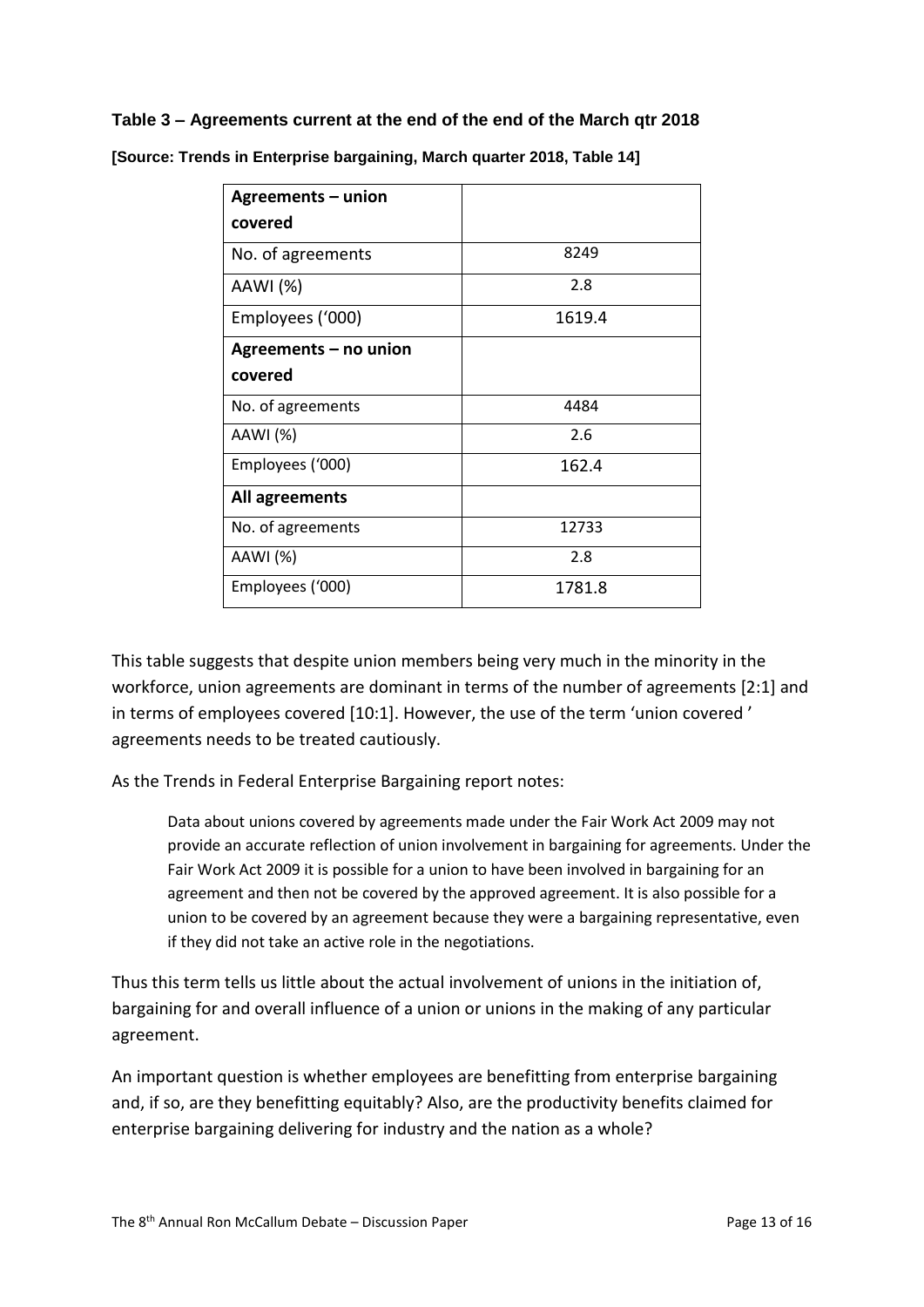**Table 3 – Agreements current at the end of the end of the March qtr 2018**

**[Source: Trends in Enterprise bargaining, March quarter 2018, Table 14]**

| **Agreements – union covered** | |
|---|---|
| No. of agreements | 8249 |
| AAWI (%) | 2.8 |
| Employees ('000) | 1619.4 |
| **Agreements – no union covered** | |
| No. of agreements | 4484 |
| AAWI (%) | 2.6 |
| Employees ('000) | 162.4 |
| **All agreements** | |
| No. of agreements | 12733 |
| AAWI (%) | 2.8 |
| Employees ('000) | 1781.8 |

This table suggests that despite union members being very much in the minority in the workforce, union agreements are dominant in terms of the number of agreements [2:1] and in terms of employees covered [10:1]. However, the use of the term 'union covered ' agreements needs to be treated cautiously.

As the Trends in Federal Enterprise Bargaining report notes:

> Data about unions covered by agreements made under the Fair Work Act 2009 may not provide an accurate reflection of union involvement in bargaining for agreements. Under the Fair Work Act 2009 it is possible for a union to have been involved in bargaining for an agreement and then not be covered by the approved agreement. It is also possible for a union to be covered by an agreement because they were a bargaining representative, even if they did not take an active role in the negotiations.

Thus this term tells us little about the actual involvement of unions in the initiation of, bargaining for and overall influence of a union or unions in the making of any particular agreement.

An important question is whether employees are benefitting from enterprise bargaining and, if so, are they benefitting equitably? Also, are the productivity benefits claimed for enterprise bargaining delivering for industry and the nation as a whole?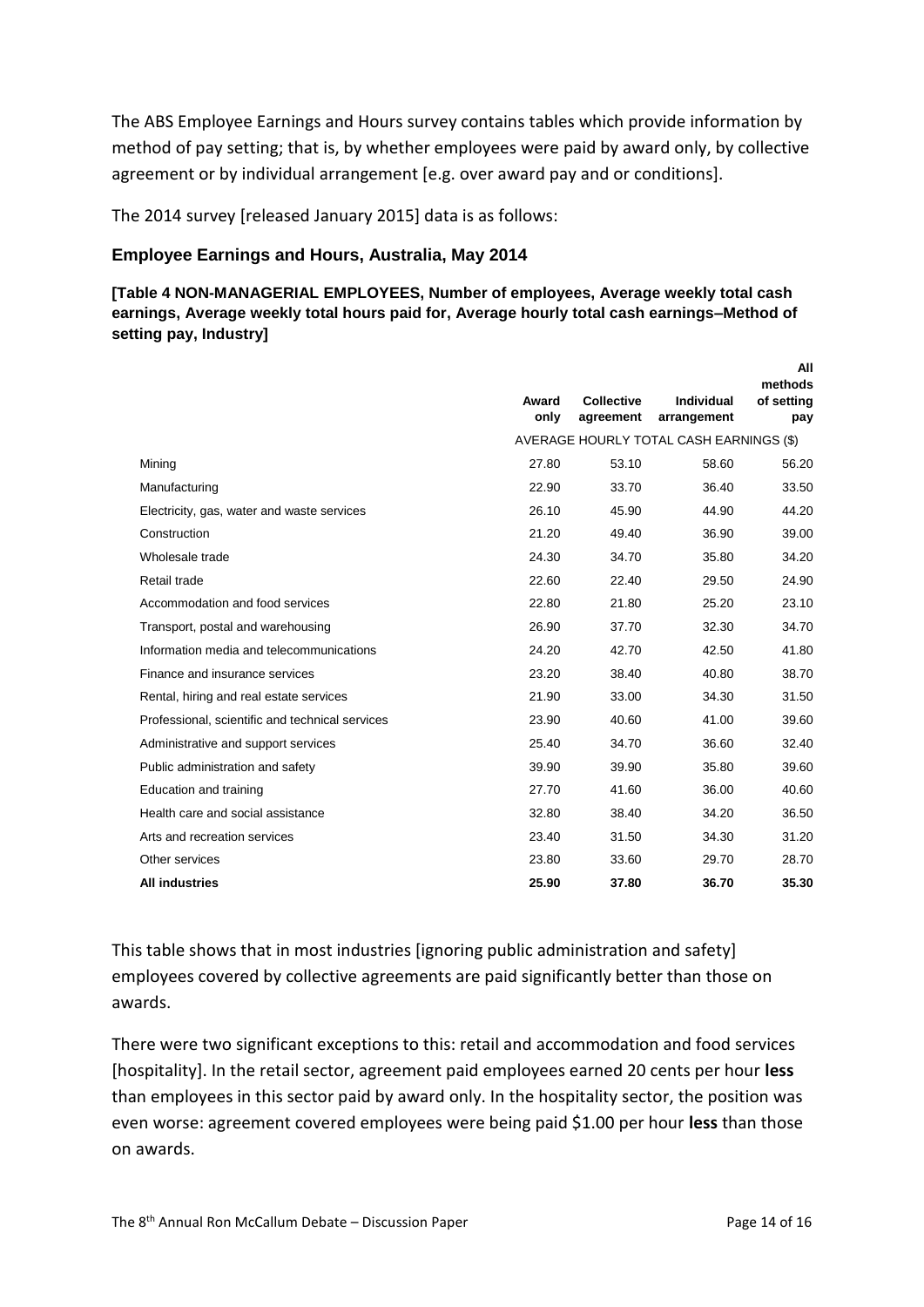The ABS Employee Earnings and Hours survey contains tables which provide information by method of pay setting; that is, by whether employees were paid by award only, by collective agreement or by individual arrangement [e.g. over award pay and or conditions].

The 2014 survey [released January 2015] data is as follows:

### Employee Earnings and Hours, Australia, May 2014

**[Table 4 NON-MANAGERIAL EMPLOYEES, Number of employees, Average weekly total cash earnings, Average weekly total hours paid for, Average hourly total cash earnings–Method of setting pay, Industry]**

| | Award only | Collective agreement | Individual arrangement | All methods of setting pay |
|---|---|---|---|---|
| | AVERAGE HOURLY TOTAL CASH EARNINGS ($) | | | |
| Mining | 27.80 | 53.10 | 58.60 | 56.20 |
| Manufacturing | 22.90 | 33.70 | 36.40 | 33.50 |
| Electricity, gas, water and waste services | 26.10 | 45.90 | 44.90 | 44.20 |
| Construction | 21.20 | 49.40 | 36.90 | 39.00 |
| Wholesale trade | 24.30 | 34.70 | 35.80 | 34.20 |
| Retail trade | 22.60 | 22.40 | 29.50 | 24.90 |
| Accommodation and food services | 22.80 | 21.80 | 25.20 | 23.10 |
| Transport, postal and warehousing | 26.90 | 37.70 | 32.30 | 34.70 |
| Information media and telecommunications | 24.20 | 42.70 | 42.50 | 41.80 |
| Finance and insurance services | 23.20 | 38.40 | 40.80 | 38.70 |
| Rental, hiring and real estate services | 21.90 | 33.00 | 34.30 | 31.50 |
| Professional, scientific and technical services | 23.90 | 40.60 | 41.00 | 39.60 |
| Administrative and support services | 25.40 | 34.70 | 36.60 | 32.40 |
| Public administration and safety | 39.90 | 39.90 | 35.80 | 39.60 |
| Education and training | 27.70 | 41.60 | 36.00 | 40.60 |
| Health care and social assistance | 32.80 | 38.40 | 34.20 | 36.50 |
| Arts and recreation services | 23.40 | 31.50 | 34.30 | 31.20 |
| Other services | 23.80 | 33.60 | 29.70 | 28.70 |
| **All industries** | **25.90** | **37.80** | **36.70** | **35.30** |

This table shows that in most industries [ignoring public administration and safety] employees covered by collective agreements are paid significantly better than those on awards.

There were two significant exceptions to this: retail and accommodation and food services [hospitality]. In the retail sector, agreement paid employees earned 20 cents per hour **less** than employees in this sector paid by award only. In the hospitality sector, the position was even worse: agreement covered employees were being paid $1.00 per hour **less** than those on awards.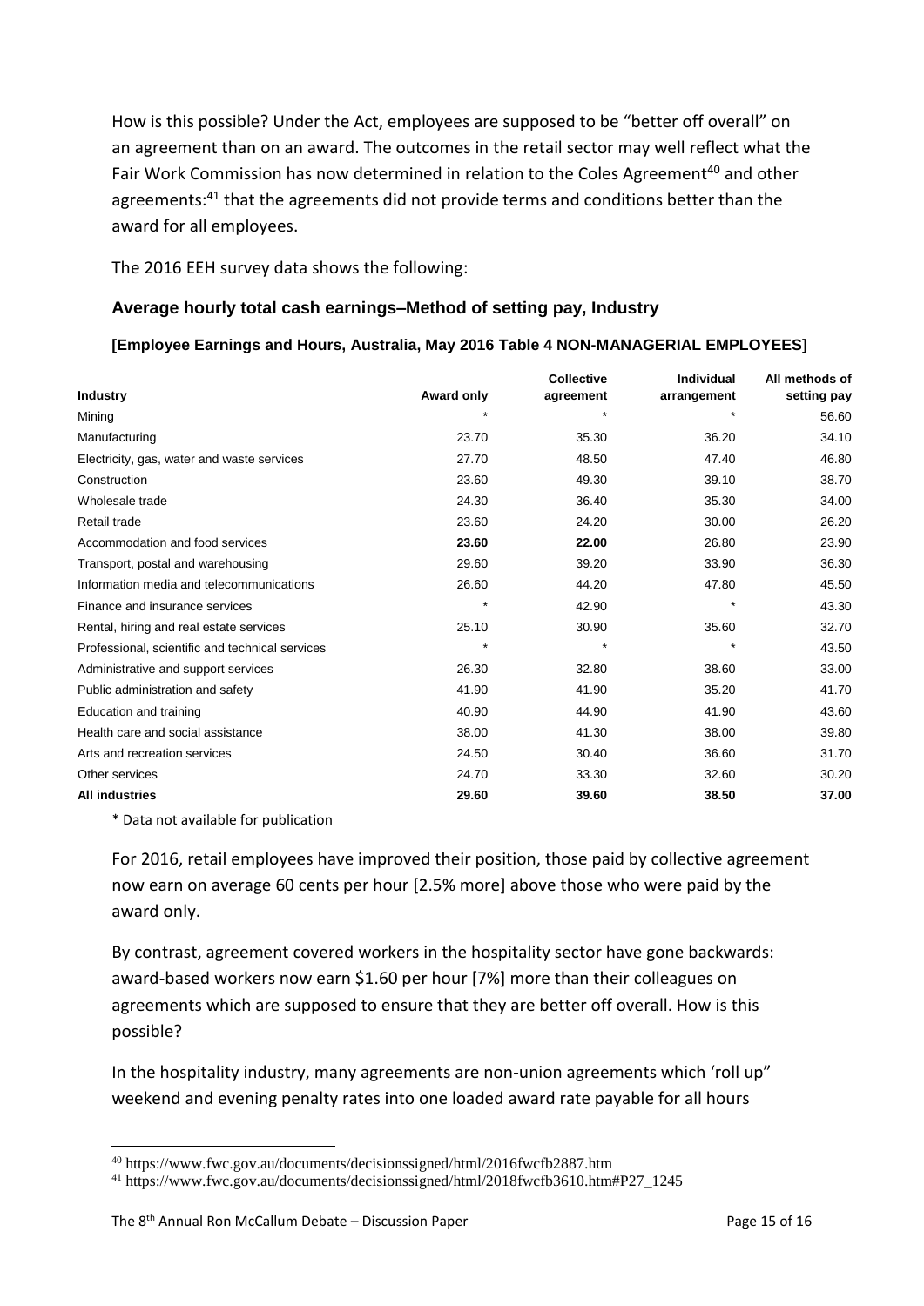How is this possible? Under the Act, employees are supposed to be "better off overall" on an agreement than on an award. The outcomes in the retail sector may well reflect what the Fair Work Commission has now determined in relation to the Coles Agreement[40] and other agreements:[41] that the agreements did not provide terms and conditions better than the award for all employees.

The 2016 EEH survey data shows the following:

### Average hourly total cash earnings–Method of setting pay, Industry

**[Employee Earnings and Hours, Australia, May 2016 Table 4 NON-MANAGERIAL EMPLOYEES]**

| Industry | Award only | Collective agreement | Individual arrangement | All methods of setting pay |
|---|---|---|---|---|
| Mining | * | * | * | 56.60 |
| Manufacturing | 23.70 | 35.30 | 36.20 | 34.10 |
| Electricity, gas, water and waste services | 27.70 | 48.50 | 47.40 | 46.80 |
| Construction | 23.60 | 49.30 | 39.10 | 38.70 |
| Wholesale trade | 24.30 | 36.40 | 35.30 | 34.00 |
| Retail trade | 23.60 | 24.20 | 30.00 | 26.20 |
| Accommodation and food services | **23.60** | **22.00** | 26.80 | 23.90 |
| Transport, postal and warehousing | 29.60 | 39.20 | 33.90 | 36.30 |
| Information media and telecommunications | 26.60 | 44.20 | 47.80 | 45.50 |
| Finance and insurance services | * | 42.90 | * | 43.30 |
| Rental, hiring and real estate services | 25.10 | 30.90 | 35.60 | 32.70 |
| Professional, scientific and technical services | * | * | * | 43.50 |
| Administrative and support services | 26.30 | 32.80 | 38.60 | 33.00 |
| Public administration and safety | 41.90 | 41.90 | 35.20 | 41.70 |
| Education and training | 40.90 | 44.90 | 41.90 | 43.60 |
| Health care and social assistance | 38.00 | 41.30 | 38.00 | 39.80 |
| Arts and recreation services | 24.50 | 30.40 | 36.60 | 31.70 |
| Other services | 24.70 | 33.30 | 32.60 | 30.20 |
| **All industries** | **29.60** | **39.60** | **38.50** | **37.00** |

\* Data not available for publication

For 2016, retail employees have improved their position, those paid by collective agreement now earn on average 60 cents per hour [2.5% more] above those who were paid by the award only.

By contrast, agreement covered workers in the hospitality sector have gone backwards: award-based workers now earn $1.60 per hour [7%] more than their colleagues on agreements which are supposed to ensure that they are better off overall. How is this possible?

In the hospitality industry, many agreements are non-union agreements which 'roll up" weekend and evening penalty rates into one loaded award rate payable for all hours

---

[40] https://www.fwc.gov.au/documents/decisionssigned/html/2016fwcfb2887.htm

[41] https://www.fwc.gov.au/documents/decisionssigned/html/2018fwcfb3610.htm#P27_1245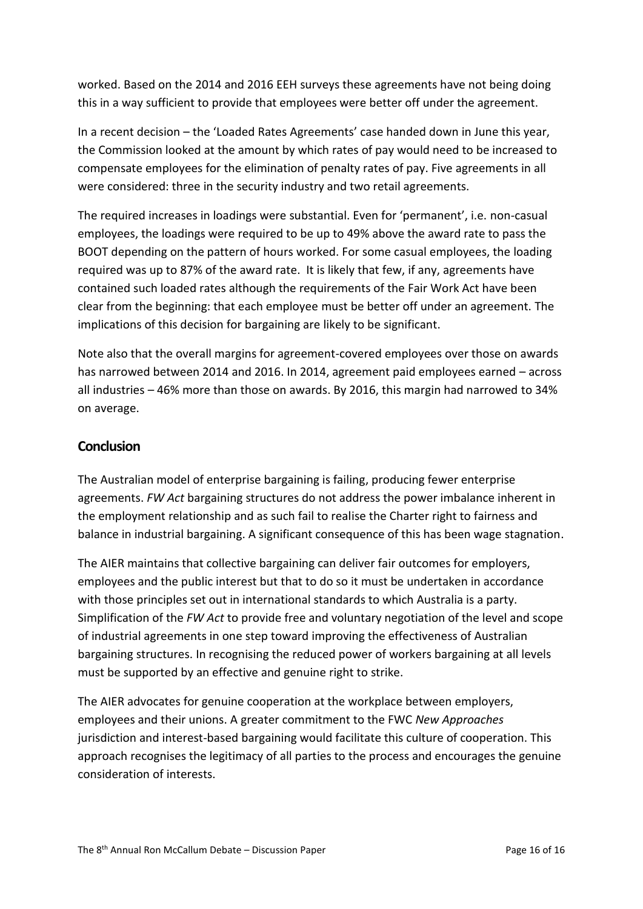worked. Based on the 2014 and 2016 EEH surveys these agreements have not being doing this in a way sufficient to provide that employees were better off under the agreement.

In a recent decision – the 'Loaded Rates Agreements' case handed down in June this year, the Commission looked at the amount by which rates of pay would need to be increased to compensate employees for the elimination of penalty rates of pay. Five agreements in all were considered: three in the security industry and two retail agreements.

The required increases in loadings were substantial. Even for 'permanent', i.e. non-casual employees, the loadings were required to be up to 49% above the award rate to pass the BOOT depending on the pattern of hours worked. For some casual employees, the loading required was up to 87% of the award rate. It is likely that few, if any, agreements have contained such loaded rates although the requirements of the Fair Work Act have been clear from the beginning: that each employee must be better off under an agreement. The implications of this decision for bargaining are likely to be significant.

Note also that the overall margins for agreement-covered employees over those on awards has narrowed between 2014 and 2016. In 2014, agreement paid employees earned – across all industries – 46% more than those on awards. By 2016, this margin had narrowed to 34% on average.

## Conclusion

The Australian model of enterprise bargaining is failing, producing fewer enterprise agreements. *FW Act* bargaining structures do not address the power imbalance inherent in the employment relationship and as such fail to realise the Charter right to fairness and balance in industrial bargaining. A significant consequence of this has been wage stagnation.

The AIER maintains that collective bargaining can deliver fair outcomes for employers, employees and the public interest but that to do so it must be undertaken in accordance with those principles set out in international standards to which Australia is a party. Simplification of the *FW Act* to provide free and voluntary negotiation of the level and scope of industrial agreements in one step toward improving the effectiveness of Australian bargaining structures. In recognising the reduced power of workers bargaining at all levels must be supported by an effective and genuine right to strike.

The AIER advocates for genuine cooperation at the workplace between employers, employees and their unions. A greater commitment to the FWC *New Approaches* jurisdiction and interest-based bargaining would facilitate this culture of cooperation. This approach recognises the legitimacy of all parties to the process and encourages the genuine consideration of interests.